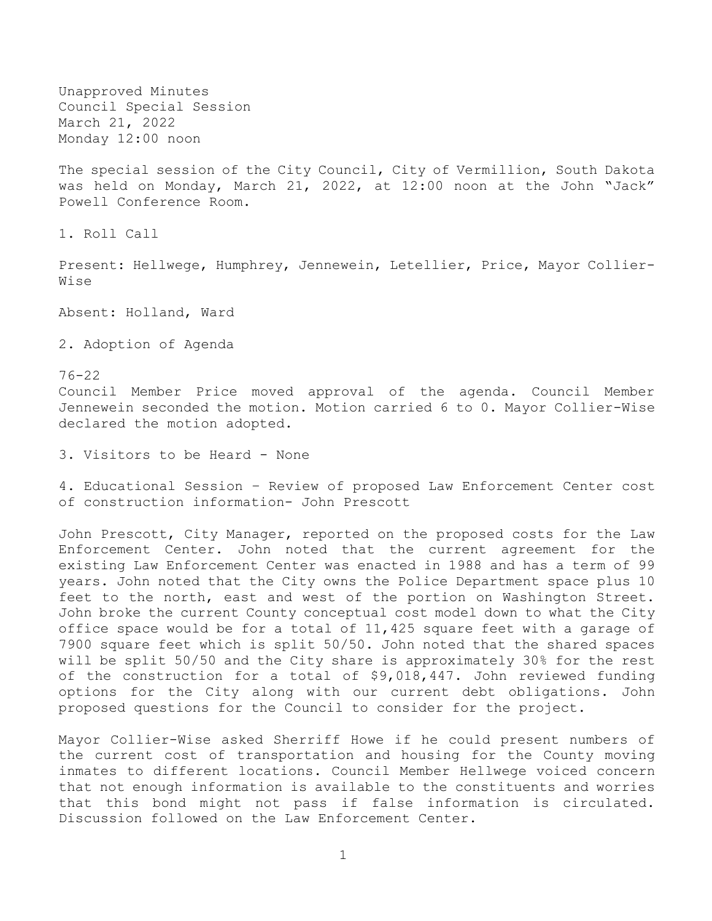Unapproved Minutes
Council Special Session
March 21, 2022
Monday 12:00 noon

The special session of the City Council, City of Vermillion, South Dakota was held on Monday, March 21, 2022, at 12:00 noon at the John "Jack" Powell Conference Room.

1. Roll Call

Present: Hellwege, Humphrey, Jennewein, Letellier, Price, Mayor Collier-Wise

Absent: Holland, Ward

2. Adoption of Agenda

76-22
Council Member Price moved approval of the agenda. Council Member Jennewein seconded the motion. Motion carried 6 to 0. Mayor Collier-Wise declared the motion adopted.

3. Visitors to be Heard - None

4. Educational Session – Review of proposed Law Enforcement Center cost of construction information- John Prescott

John Prescott, City Manager, reported on the proposed costs for the Law Enforcement Center. John noted that the current agreement for the existing Law Enforcement Center was enacted in 1988 and has a term of 99 years. John noted that the City owns the Police Department space plus 10 feet to the north, east and west of the portion on Washington Street. John broke the current County conceptual cost model down to what the City office space would be for a total of 11,425 square feet with a garage of 7900 square feet which is split 50/50. John noted that the shared spaces will be split 50/50 and the City share is approximately 30% for the rest of the construction for a total of $9,018,447. John reviewed funding options for the City along with our current debt obligations. John proposed questions for the Council to consider for the project.

Mayor Collier-Wise asked Sherriff Howe if he could present numbers of the current cost of transportation and housing for the County moving inmates to different locations. Council Member Hellwege voiced concern that not enough information is available to the constituents and worries that this bond might not pass if false information is circulated. Discussion followed on the Law Enforcement Center.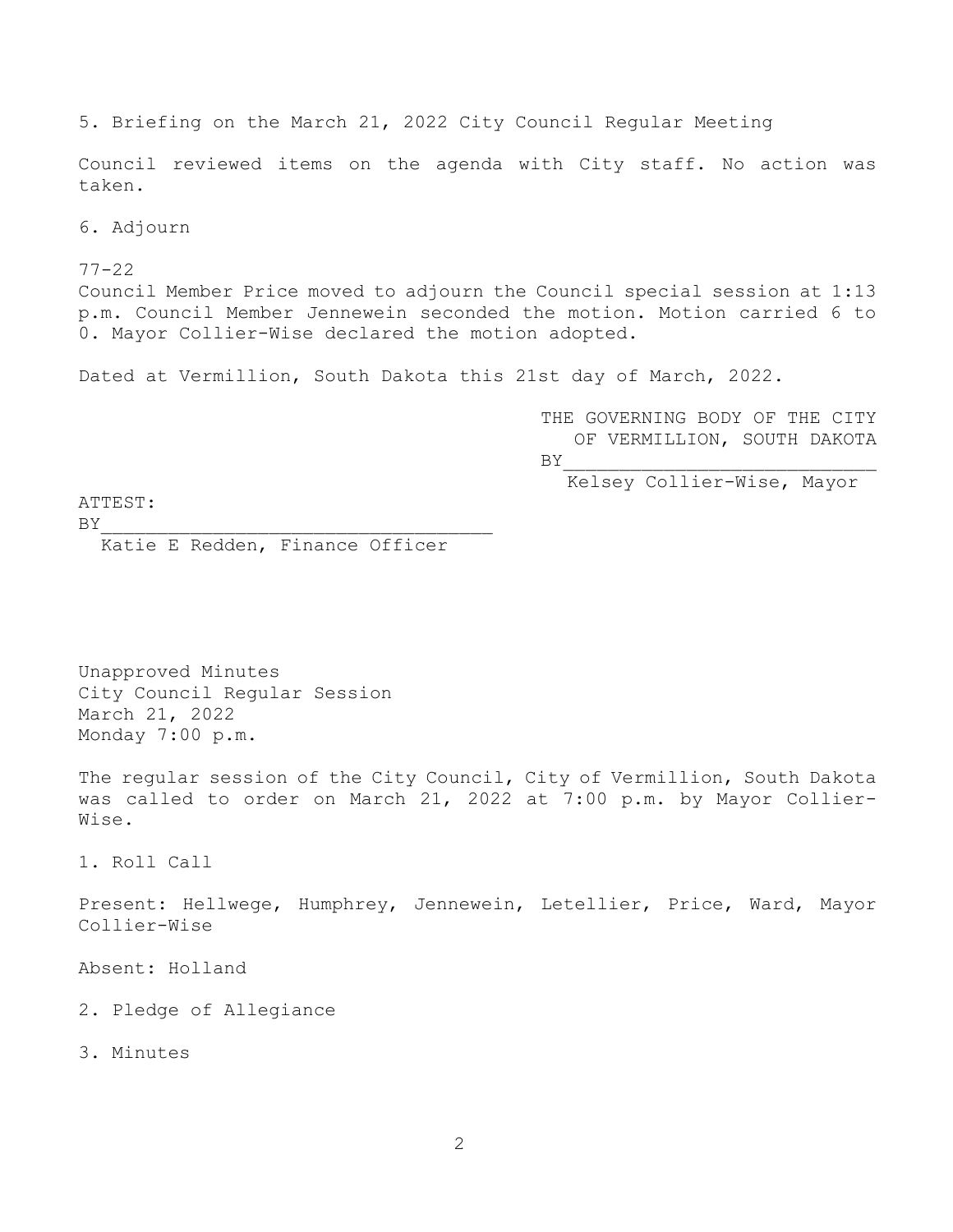5. Briefing on the March 21, 2022 City Council Regular Meeting

Council reviewed items on the agenda with City staff. No action was taken.

6. Adjourn

77-22
Council Member Price moved to adjourn the Council special session at 1:13 p.m. Council Member Jennewein seconded the motion. Motion carried 6 to 0. Mayor Collier-Wise declared the motion adopted.

Dated at Vermillion, South Dakota this 21st day of March, 2022.

THE GOVERNING BODY OF THE CITY OF VERMILLION, SOUTH DAKOTA
BY____________________________
Kelsey Collier-Wise, Mayor

ATTEST:
BY____________________________________
Katie E Redden, Finance Officer

Unapproved Minutes
City Council Regular Session
March 21, 2022
Monday 7:00 p.m.

The regular session of the City Council, City of Vermillion, South Dakota was called to order on March 21, 2022 at 7:00 p.m. by Mayor Collier-Wise.

1. Roll Call

Present: Hellwege, Humphrey, Jennewein, Letellier, Price, Ward, Mayor Collier-Wise

Absent: Holland

2. Pledge of Allegiance

3. Minutes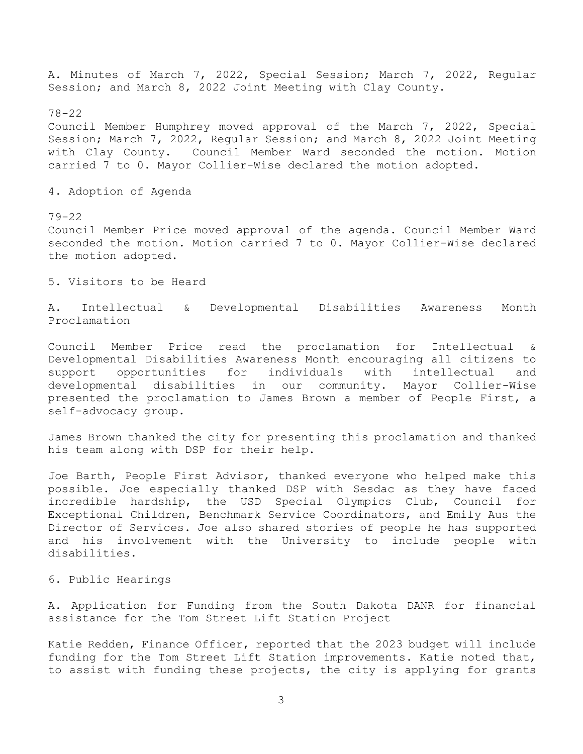A. Minutes of March 7, 2022, Special Session; March 7, 2022, Regular Session; and March 8, 2022 Joint Meeting with Clay County.

78-22

Council Member Humphrey moved approval of the March 7, 2022, Special Session; March 7, 2022, Regular Session; and March 8, 2022 Joint Meeting with Clay County. Council Member Ward seconded the motion. Motion carried 7 to 0. Mayor Collier-Wise declared the motion adopted.

4. Adoption of Agenda

79-22

Council Member Price moved approval of the agenda. Council Member Ward seconded the motion. Motion carried 7 to 0. Mayor Collier-Wise declared the motion adopted.

5. Visitors to be Heard

A. Intellectual & Developmental Disabilities Awareness Month Proclamation

Council Member Price read the proclamation for Intellectual & Developmental Disabilities Awareness Month encouraging all citizens to support opportunities for individuals with intellectual and developmental disabilities in our community. Mayor Collier-Wise presented the proclamation to James Brown a member of People First, a self-advocacy group.

James Brown thanked the city for presenting this proclamation and thanked his team along with DSP for their help.

Joe Barth, People First Advisor, thanked everyone who helped make this possible. Joe especially thanked DSP with Sesdac as they have faced incredible hardship, the USD Special Olympics Club, Council for Exceptional Children, Benchmark Service Coordinators, and Emily Aus the Director of Services. Joe also shared stories of people he has supported and his involvement with the University to include people with disabilities.

6. Public Hearings

A. Application for Funding from the South Dakota DANR for financial assistance for the Tom Street Lift Station Project

Katie Redden, Finance Officer, reported that the 2023 budget will include funding for the Tom Street Lift Station improvements. Katie noted that, to assist with funding these projects, the city is applying for grants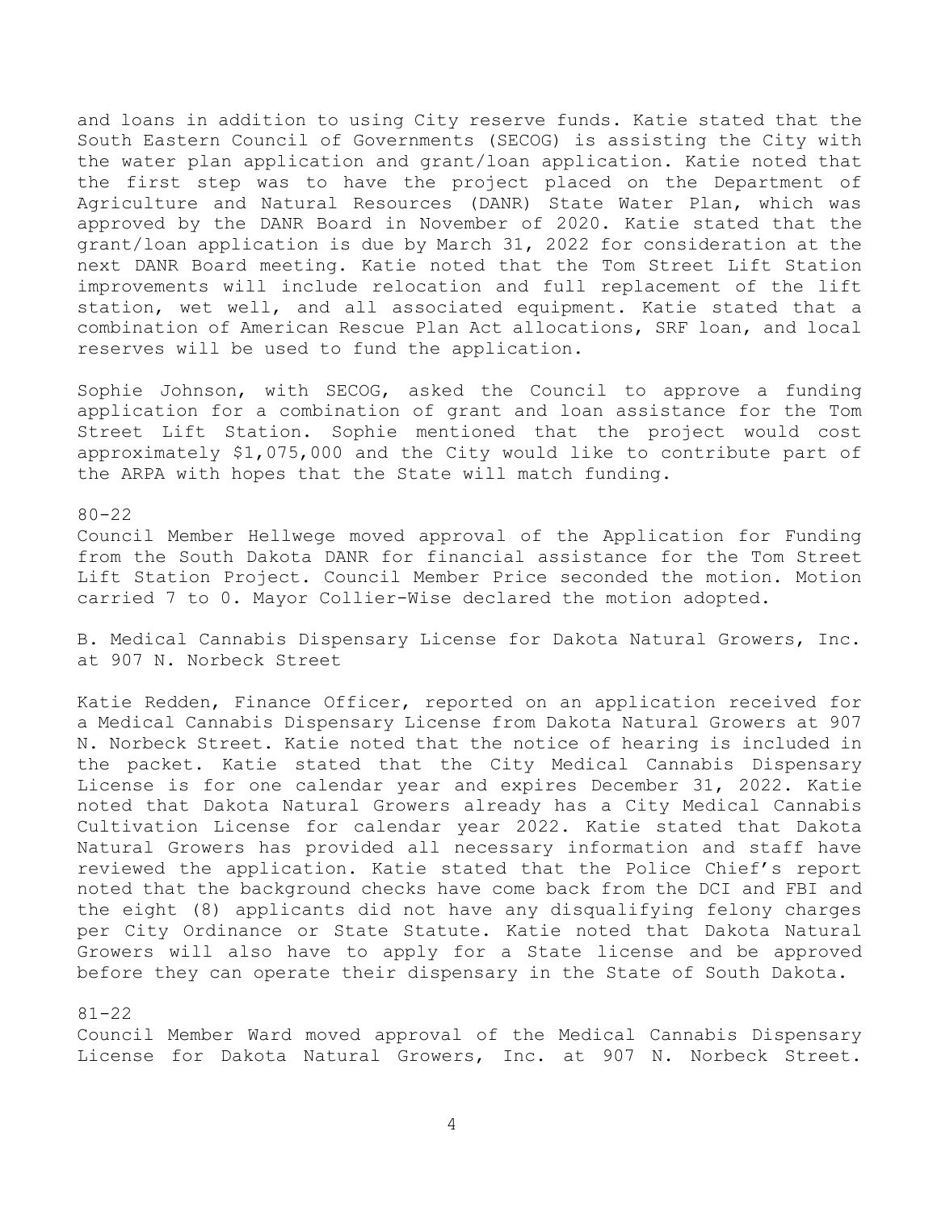and loans in addition to using City reserve funds. Katie stated that the South Eastern Council of Governments (SECOG) is assisting the City with the water plan application and grant/loan application. Katie noted that the first step was to have the project placed on the Department of Agriculture and Natural Resources (DANR) State Water Plan, which was approved by the DANR Board in November of 2020. Katie stated that the grant/loan application is due by March 31, 2022 for consideration at the next DANR Board meeting. Katie noted that the Tom Street Lift Station improvements will include relocation and full replacement of the lift station, wet well, and all associated equipment. Katie stated that a combination of American Rescue Plan Act allocations, SRF loan, and local reserves will be used to fund the application.

Sophie Johnson, with SECOG, asked the Council to approve a funding application for a combination of grant and loan assistance for the Tom Street Lift Station. Sophie mentioned that the project would cost approximately $1,075,000 and the City would like to contribute part of the ARPA with hopes that the State will match funding.

80-22
Council Member Hellwege moved approval of the Application for Funding from the South Dakota DANR for financial assistance for the Tom Street Lift Station Project. Council Member Price seconded the motion. Motion carried 7 to 0. Mayor Collier-Wise declared the motion adopted.

B. Medical Cannabis Dispensary License for Dakota Natural Growers, Inc. at 907 N. Norbeck Street

Katie Redden, Finance Officer, reported on an application received for a Medical Cannabis Dispensary License from Dakota Natural Growers at 907 N. Norbeck Street. Katie noted that the notice of hearing is included in the packet. Katie stated that the City Medical Cannabis Dispensary License is for one calendar year and expires December 31, 2022. Katie noted that Dakota Natural Growers already has a City Medical Cannabis Cultivation License for calendar year 2022. Katie stated that Dakota Natural Growers has provided all necessary information and staff have reviewed the application. Katie stated that the Police Chief's report noted that the background checks have come back from the DCI and FBI and the eight (8) applicants did not have any disqualifying felony charges per City Ordinance or State Statute. Katie noted that Dakota Natural Growers will also have to apply for a State license and be approved before they can operate their dispensary in the State of South Dakota.

81-22
Council Member Ward moved approval of the Medical Cannabis Dispensary License for Dakota Natural Growers, Inc. at 907 N. Norbeck Street.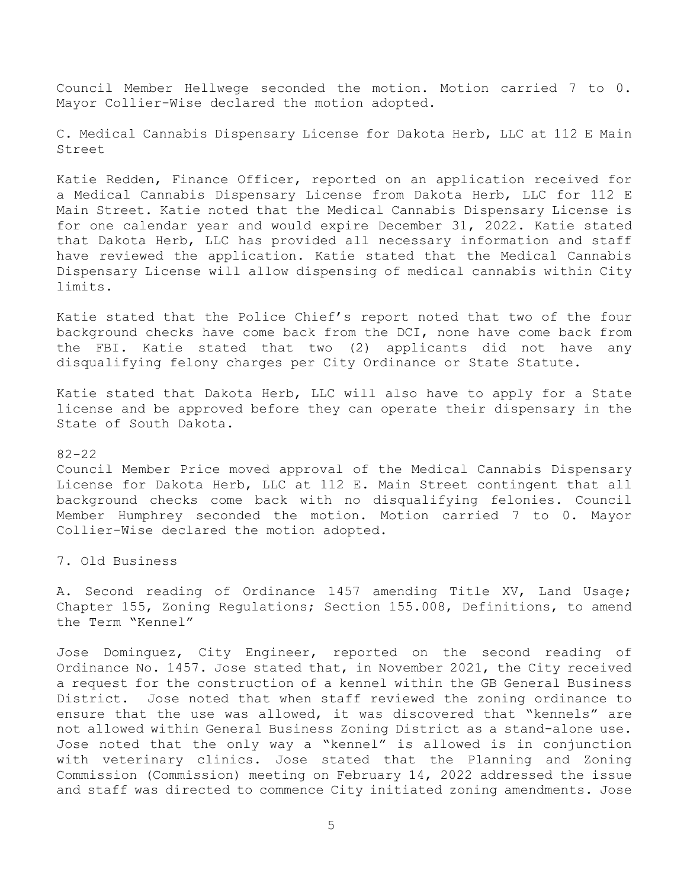Council Member Hellwege seconded the motion. Motion carried 7 to 0. Mayor Collier-Wise declared the motion adopted.

C. Medical Cannabis Dispensary License for Dakota Herb, LLC at 112 E Main Street

Katie Redden, Finance Officer, reported on an application received for a Medical Cannabis Dispensary License from Dakota Herb, LLC for 112 E Main Street. Katie noted that the Medical Cannabis Dispensary License is for one calendar year and would expire December 31, 2022. Katie stated that Dakota Herb, LLC has provided all necessary information and staff have reviewed the application. Katie stated that the Medical Cannabis Dispensary License will allow dispensing of medical cannabis within City limits.

Katie stated that the Police Chief's report noted that two of the four background checks have come back from the DCI, none have come back from the FBI. Katie stated that two (2) applicants did not have any disqualifying felony charges per City Ordinance or State Statute.

Katie stated that Dakota Herb, LLC will also have to apply for a State license and be approved before they can operate their dispensary in the State of South Dakota.

82-22
Council Member Price moved approval of the Medical Cannabis Dispensary License for Dakota Herb, LLC at 112 E. Main Street contingent that all background checks come back with no disqualifying felonies. Council Member Humphrey seconded the motion. Motion carried 7 to 0. Mayor Collier-Wise declared the motion adopted.

7. Old Business

A. Second reading of Ordinance 1457 amending Title XV, Land Usage; Chapter 155, Zoning Regulations; Section 155.008, Definitions, to amend the Term "Kennel"

Jose Dominguez, City Engineer, reported on the second reading of Ordinance No. 1457. Jose stated that, in November 2021, the City received a request for the construction of a kennel within the GB General Business District. Jose noted that when staff reviewed the zoning ordinance to ensure that the use was allowed, it was discovered that "kennels" are not allowed within General Business Zoning District as a stand-alone use. Jose noted that the only way a "kennel" is allowed is in conjunction with veterinary clinics. Jose stated that the Planning and Zoning Commission (Commission) meeting on February 14, 2022 addressed the issue and staff was directed to commence City initiated zoning amendments. Jose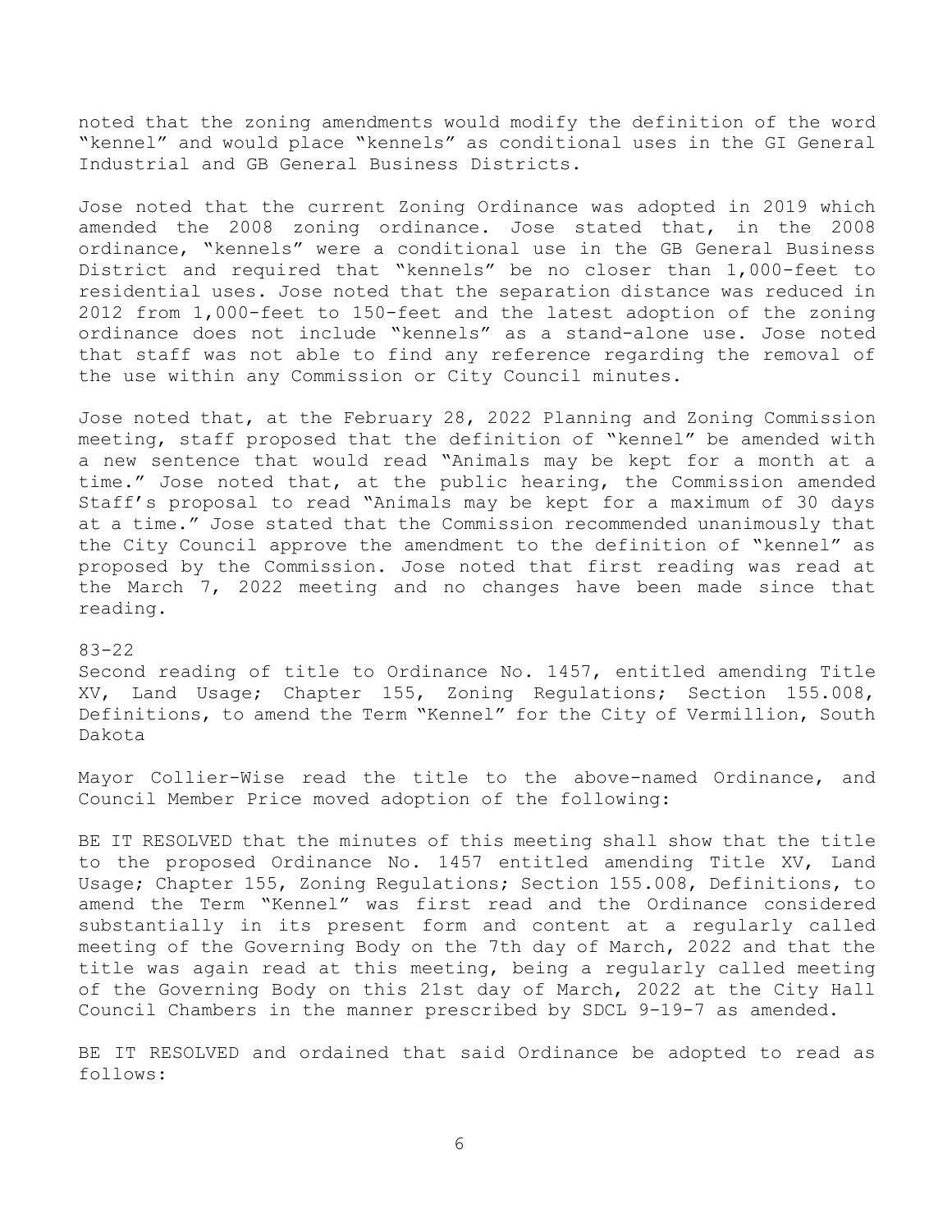noted that the zoning amendments would modify the definition of the word "kennel" and would place "kennels" as conditional uses in the GI General Industrial and GB General Business Districts.

Jose noted that the current Zoning Ordinance was adopted in 2019 which amended the 2008 zoning ordinance. Jose stated that, in the 2008 ordinance, "kennels" were a conditional use in the GB General Business District and required that "kennels" be no closer than 1,000-feet to residential uses. Jose noted that the separation distance was reduced in 2012 from 1,000-feet to 150-feet and the latest adoption of the zoning ordinance does not include "kennels" as a stand-alone use. Jose noted that staff was not able to find any reference regarding the removal of the use within any Commission or City Council minutes.

Jose noted that, at the February 28, 2022 Planning and Zoning Commission meeting, staff proposed that the definition of "kennel" be amended with a new sentence that would read "Animals may be kept for a month at a time." Jose noted that, at the public hearing, the Commission amended Staff's proposal to read "Animals may be kept for a maximum of 30 days at a time." Jose stated that the Commission recommended unanimously that the City Council approve the amendment to the definition of "kennel" as proposed by the Commission. Jose noted that first reading was read at the March 7, 2022 meeting and no changes have been made since that reading.

83-22
Second reading of title to Ordinance No. 1457, entitled amending Title XV, Land Usage; Chapter 155, Zoning Regulations; Section 155.008, Definitions, to amend the Term "Kennel" for the City of Vermillion, South Dakota

Mayor Collier-Wise read the title to the above-named Ordinance, and Council Member Price moved adoption of the following:

BE IT RESOLVED that the minutes of this meeting shall show that the title to the proposed Ordinance No. 1457 entitled amending Title XV, Land Usage; Chapter 155, Zoning Regulations; Section 155.008, Definitions, to amend the Term "Kennel" was first read and the Ordinance considered substantially in its present form and content at a regularly called meeting of the Governing Body on the 7th day of March, 2022 and that the title was again read at this meeting, being a regularly called meeting of the Governing Body on this 21st day of March, 2022 at the City Hall Council Chambers in the manner prescribed by SDCL 9-19-7 as amended.

BE IT RESOLVED and ordained that said Ordinance be adopted to read as follows: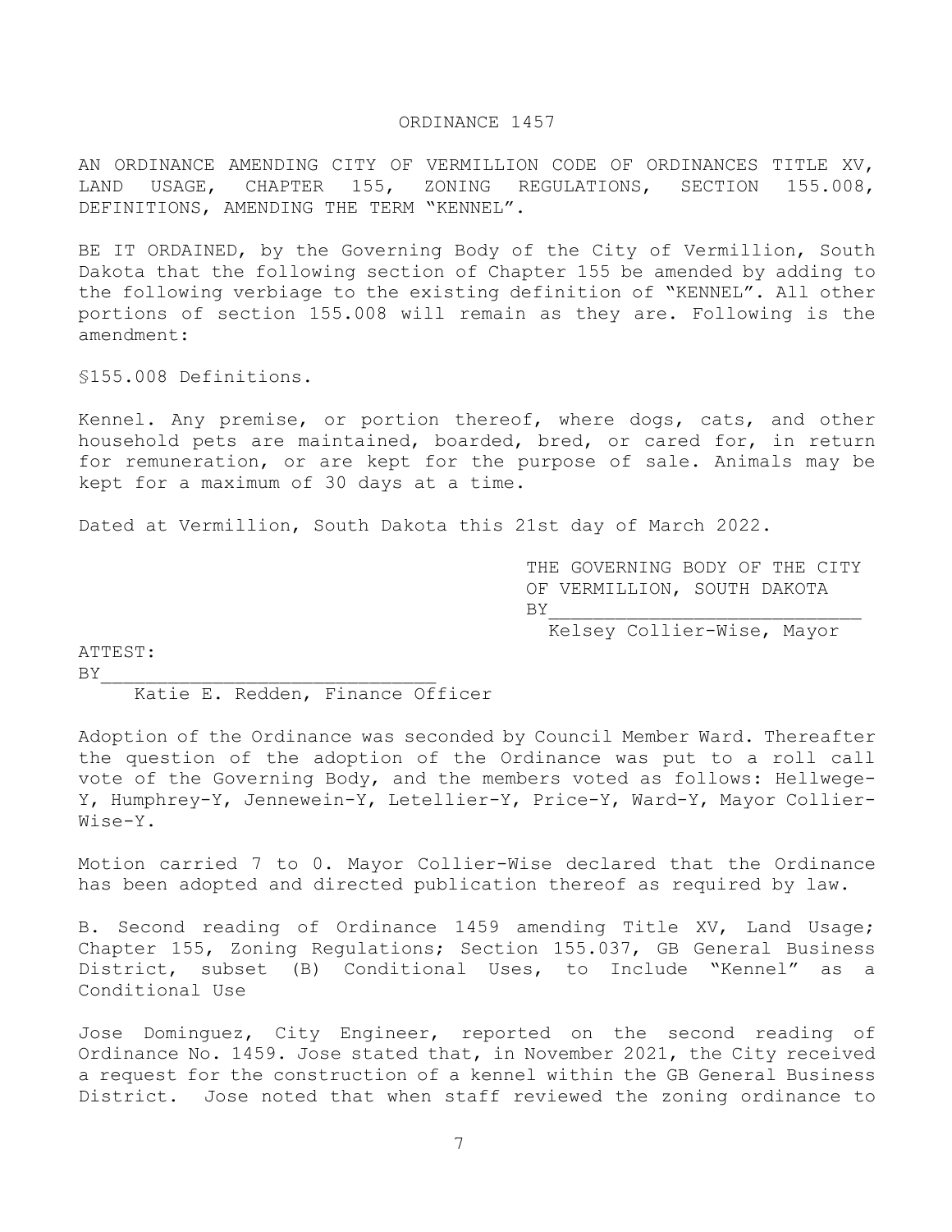ORDINANCE 1457

AN ORDINANCE AMENDING CITY OF VERMILLION CODE OF ORDINANCES TITLE XV, LAND USAGE, CHAPTER 155, ZONING REGULATIONS, SECTION 155.008, DEFINITIONS, AMENDING THE TERM "KENNEL".

BE IT ORDAINED, by the Governing Body of the City of Vermillion, South Dakota that the following section of Chapter 155 be amended by adding to the following verbiage to the existing definition of "KENNEL". All other portions of section 155.008 will remain as they are. Following is the amendment:

§155.008 Definitions.

Kennel. Any premise, or portion thereof, where dogs, cats, and other household pets are maintained, boarded, bred, or cared for, in return for remuneration, or are kept for the purpose of sale. Animals may be kept for a maximum of 30 days at a time.

Dated at Vermillion, South Dakota this 21st day of March 2022.

THE GOVERNING BODY OF THE CITY OF VERMILLION, SOUTH DAKOTA
BY___________________________
Kelsey Collier-Wise, Mayor

ATTEST:
BY______________________________
Katie E. Redden, Finance Officer

Adoption of the Ordinance was seconded by Council Member Ward. Thereafter the question of the adoption of the Ordinance was put to a roll call vote of the Governing Body, and the members voted as follows: Hellwege-Y, Humphrey-Y, Jennewein-Y, Letellier-Y, Price-Y, Ward-Y, Mayor Collier-Wise-Y.

Motion carried 7 to 0. Mayor Collier-Wise declared that the Ordinance has been adopted and directed publication thereof as required by law.

B. Second reading of Ordinance 1459 amending Title XV, Land Usage; Chapter 155, Zoning Regulations; Section 155.037, GB General Business District, subset (B) Conditional Uses, to Include "Kennel" as a Conditional Use

Jose Dominguez, City Engineer, reported on the second reading of Ordinance No. 1459. Jose stated that, in November 2021, the City received a request for the construction of a kennel within the GB General Business District. Jose noted that when staff reviewed the zoning ordinance to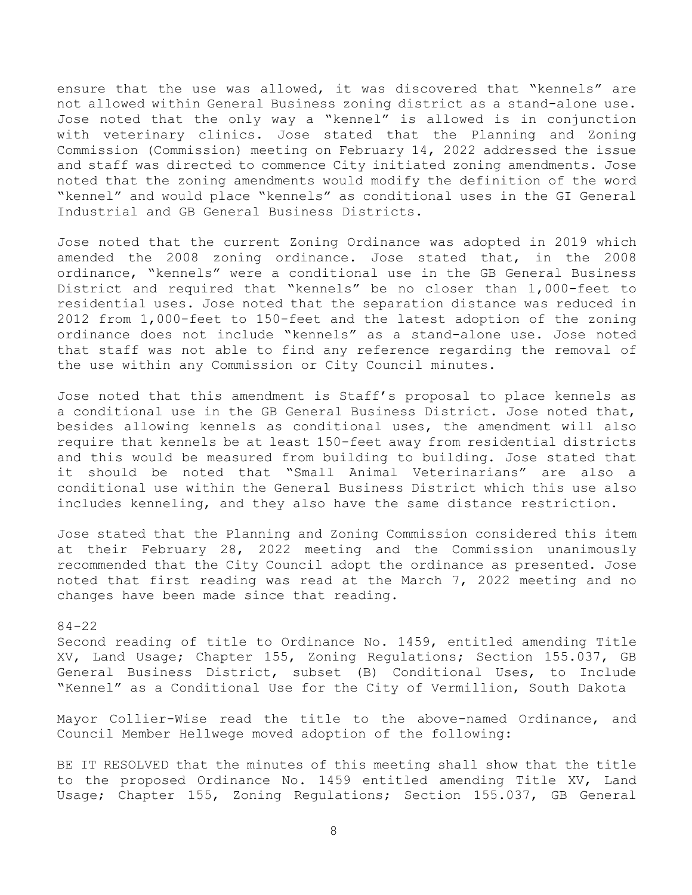ensure that the use was allowed, it was discovered that "kennels" are not allowed within General Business zoning district as a stand-alone use. Jose noted that the only way a "kennel" is allowed is in conjunction with veterinary clinics. Jose stated that the Planning and Zoning Commission (Commission) meeting on February 14, 2022 addressed the issue and staff was directed to commence City initiated zoning amendments. Jose noted that the zoning amendments would modify the definition of the word "kennel" and would place "kennels" as conditional uses in the GI General Industrial and GB General Business Districts.

Jose noted that the current Zoning Ordinance was adopted in 2019 which amended the 2008 zoning ordinance. Jose stated that, in the 2008 ordinance, "kennels" were a conditional use in the GB General Business District and required that "kennels" be no closer than 1,000-feet to residential uses. Jose noted that the separation distance was reduced in 2012 from 1,000-feet to 150-feet and the latest adoption of the zoning ordinance does not include "kennels" as a stand-alone use. Jose noted that staff was not able to find any reference regarding the removal of the use within any Commission or City Council minutes.

Jose noted that this amendment is Staff's proposal to place kennels as a conditional use in the GB General Business District. Jose noted that, besides allowing kennels as conditional uses, the amendment will also require that kennels be at least 150-feet away from residential districts and this would be measured from building to building. Jose stated that it should be noted that "Small Animal Veterinarians" are also a conditional use within the General Business District which this use also includes kenneling, and they also have the same distance restriction.

Jose stated that the Planning and Zoning Commission considered this item at their February 28, 2022 meeting and the Commission unanimously recommended that the City Council adopt the ordinance as presented. Jose noted that first reading was read at the March 7, 2022 meeting and no changes have been made since that reading.

84-22
Second reading of title to Ordinance No. 1459, entitled amending Title XV, Land Usage; Chapter 155, Zoning Regulations; Section 155.037, GB General Business District, subset (B) Conditional Uses, to Include "Kennel" as a Conditional Use for the City of Vermillion, South Dakota

Mayor Collier-Wise read the title to the above-named Ordinance, and Council Member Hellwege moved adoption of the following:

BE IT RESOLVED that the minutes of this meeting shall show that the title to the proposed Ordinance No. 1459 entitled amending Title XV, Land Usage; Chapter 155, Zoning Regulations; Section 155.037, GB General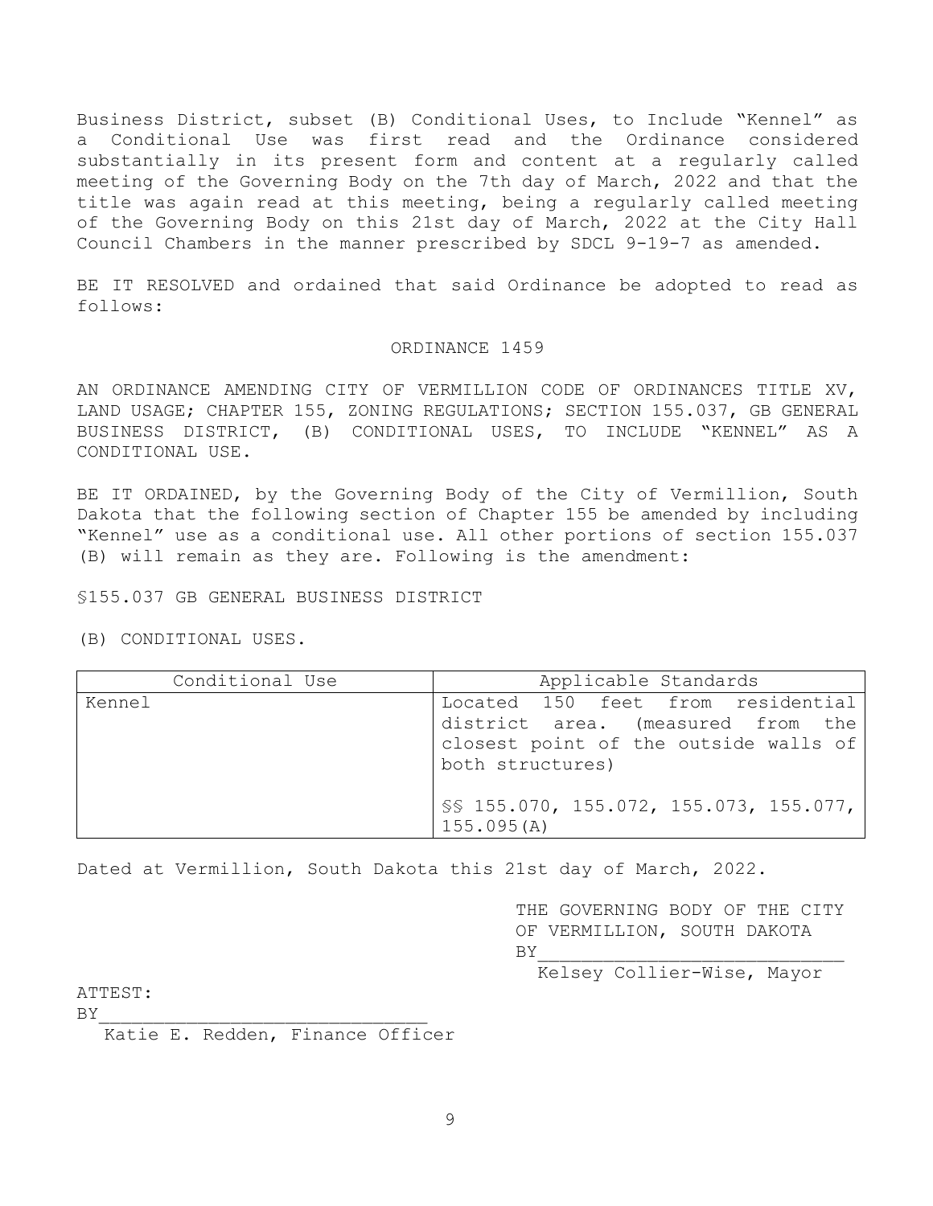Business District, subset (B) Conditional Uses, to Include "Kennel" as a Conditional Use was first read and the Ordinance considered substantially in its present form and content at a regularly called meeting of the Governing Body on the 7th day of March, 2022 and that the title was again read at this meeting, being a regularly called meeting of the Governing Body on this 21st day of March, 2022 at the City Hall Council Chambers in the manner prescribed by SDCL 9-19-7 as amended.

BE IT RESOLVED and ordained that said Ordinance be adopted to read as follows:

ORDINANCE 1459

AN ORDINANCE AMENDING CITY OF VERMILLION CODE OF ORDINANCES TITLE XV, LAND USAGE; CHAPTER 155, ZONING REGULATIONS; SECTION 155.037, GB GENERAL BUSINESS DISTRICT, (B) CONDITIONAL USES, TO INCLUDE "KENNEL" AS A CONDITIONAL USE.

BE IT ORDAINED, by the Governing Body of the City of Vermillion, South Dakota that the following section of Chapter 155 be amended by including "Kennel" use as a conditional use. All other portions of section 155.037 (B) will remain as they are. Following is the amendment:

§155.037 GB GENERAL BUSINESS DISTRICT

(B) CONDITIONAL USES.

| Conditional Use | Applicable Standards |
|---|---|
| Kennel | Located 150 feet from residential district area. (measured from the closest point of the outside walls of both structures) |
| | §§ 155.070, 155.072, 155.073, 155.077, 155.095(A) |

Dated at Vermillion, South Dakota this 21st day of March, 2022.

THE GOVERNING BODY OF THE CITY OF VERMILLION, SOUTH DAKOTA

BY____________________________
Kelsey Collier-Wise, Mayor

ATTEST:

BY______________________________
Katie E. Redden, Finance Officer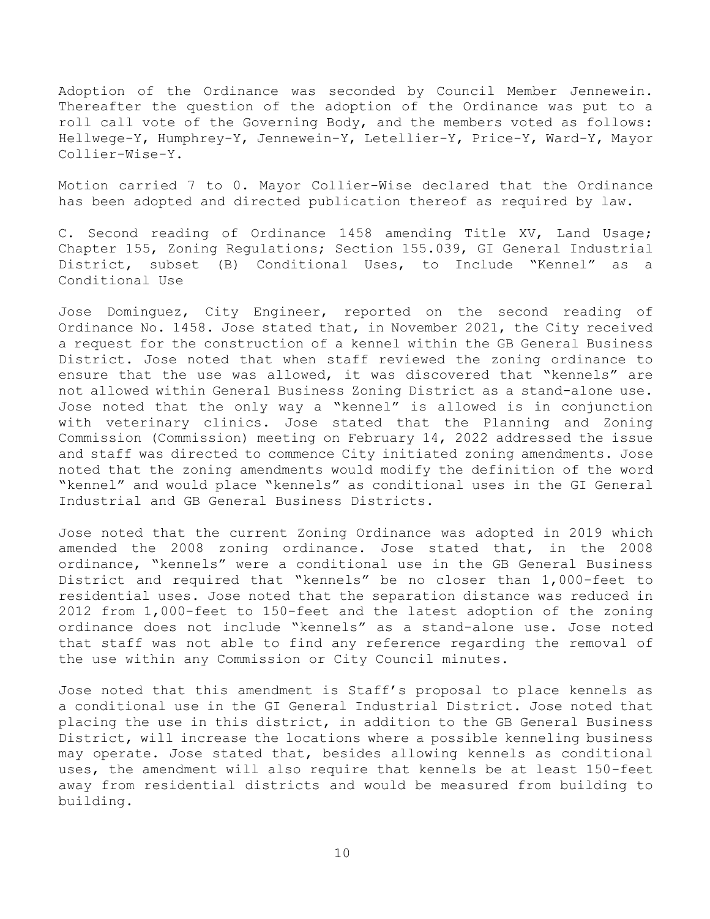Adoption of the Ordinance was seconded by Council Member Jennewein. Thereafter the question of the adoption of the Ordinance was put to a roll call vote of the Governing Body, and the members voted as follows: Hellwege-Y, Humphrey-Y, Jennewein-Y, Letellier-Y, Price-Y, Ward-Y, Mayor Collier-Wise-Y.

Motion carried 7 to 0. Mayor Collier-Wise declared that the Ordinance has been adopted and directed publication thereof as required by law.

C. Second reading of Ordinance 1458 amending Title XV, Land Usage; Chapter 155, Zoning Regulations; Section 155.039, GI General Industrial District, subset (B) Conditional Uses, to Include "Kennel" as a Conditional Use

Jose Dominguez, City Engineer, reported on the second reading of Ordinance No. 1458. Jose stated that, in November 2021, the City received a request for the construction of a kennel within the GB General Business District. Jose noted that when staff reviewed the zoning ordinance to ensure that the use was allowed, it was discovered that "kennels" are not allowed within General Business Zoning District as a stand-alone use. Jose noted that the only way a "kennel" is allowed is in conjunction with veterinary clinics. Jose stated that the Planning and Zoning Commission (Commission) meeting on February 14, 2022 addressed the issue and staff was directed to commence City initiated zoning amendments. Jose noted that the zoning amendments would modify the definition of the word "kennel" and would place "kennels" as conditional uses in the GI General Industrial and GB General Business Districts.

Jose noted that the current Zoning Ordinance was adopted in 2019 which amended the 2008 zoning ordinance. Jose stated that, in the 2008 ordinance, "kennels" were a conditional use in the GB General Business District and required that "kennels" be no closer than 1,000-feet to residential uses. Jose noted that the separation distance was reduced in 2012 from 1,000-feet to 150-feet and the latest adoption of the zoning ordinance does not include "kennels" as a stand-alone use. Jose noted that staff was not able to find any reference regarding the removal of the use within any Commission or City Council minutes.

Jose noted that this amendment is Staff's proposal to place kennels as a conditional use in the GI General Industrial District. Jose noted that placing the use in this district, in addition to the GB General Business District, will increase the locations where a possible kenneling business may operate. Jose stated that, besides allowing kennels as conditional uses, the amendment will also require that kennels be at least 150-feet away from residential districts and would be measured from building to building.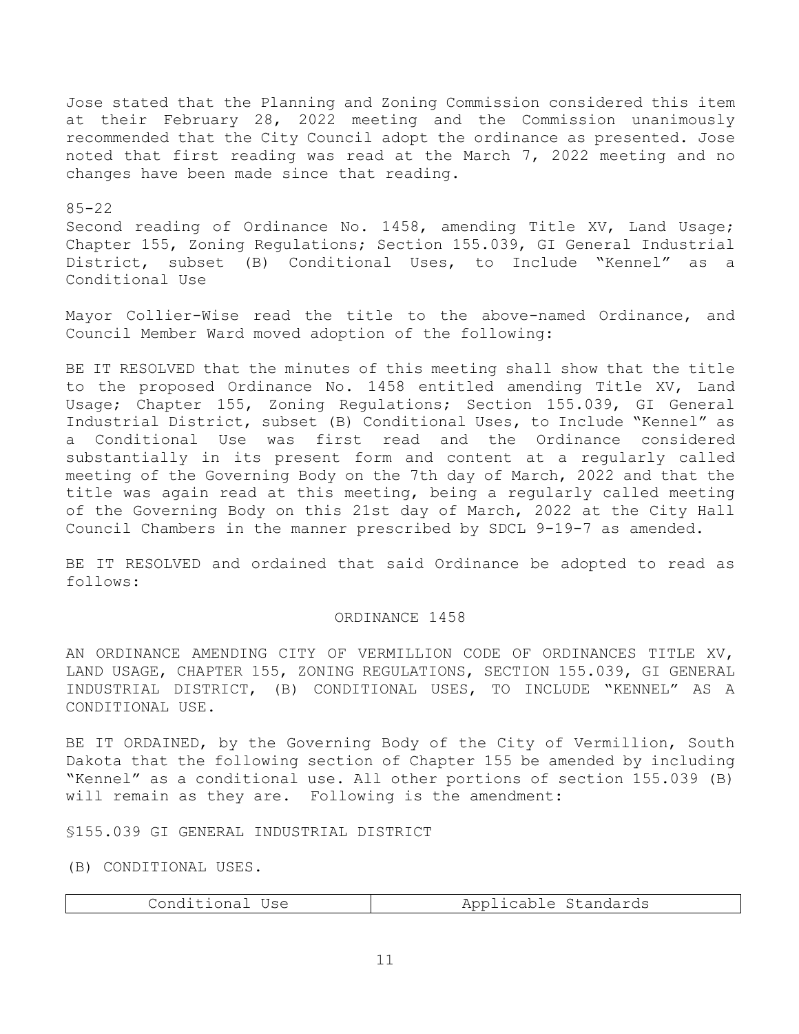Jose stated that the Planning and Zoning Commission considered this item at their February 28, 2022 meeting and the Commission unanimously recommended that the City Council adopt the ordinance as presented. Jose noted that first reading was read at the March 7, 2022 meeting and no changes have been made since that reading.

85-22

Second reading of Ordinance No. 1458, amending Title XV, Land Usage; Chapter 155, Zoning Regulations; Section 155.039, GI General Industrial District, subset (B) Conditional Uses, to Include "Kennel" as a Conditional Use

Mayor Collier-Wise read the title to the above-named Ordinance, and Council Member Ward moved adoption of the following:

BE IT RESOLVED that the minutes of this meeting shall show that the title to the proposed Ordinance No. 1458 entitled amending Title XV, Land Usage; Chapter 155, Zoning Regulations; Section 155.039, GI General Industrial District, subset (B) Conditional Uses, to Include "Kennel" as a Conditional Use was first read and the Ordinance considered substantially in its present form and content at a regularly called meeting of the Governing Body on the 7th day of March, 2022 and that the title was again read at this meeting, being a regularly called meeting of the Governing Body on this 21st day of March, 2022 at the City Hall Council Chambers in the manner prescribed by SDCL 9-19-7 as amended.

BE IT RESOLVED and ordained that said Ordinance be adopted to read as follows:

ORDINANCE 1458

AN ORDINANCE AMENDING CITY OF VERMILLION CODE OF ORDINANCES TITLE XV, LAND USAGE, CHAPTER 155, ZONING REGULATIONS, SECTION 155.039, GI GENERAL INDUSTRIAL DISTRICT, (B) CONDITIONAL USES, TO INCLUDE "KENNEL" AS A CONDITIONAL USE.

BE IT ORDAINED, by the Governing Body of the City of Vermillion, South Dakota that the following section of Chapter 155 be amended by including "Kennel" as a conditional use. All other portions of section 155.039 (B) will remain as they are. Following is the amendment:

§155.039 GI GENERAL INDUSTRIAL DISTRICT

(B) CONDITIONAL USES.

| Conditional Use | Applicable Standards |
|---|---|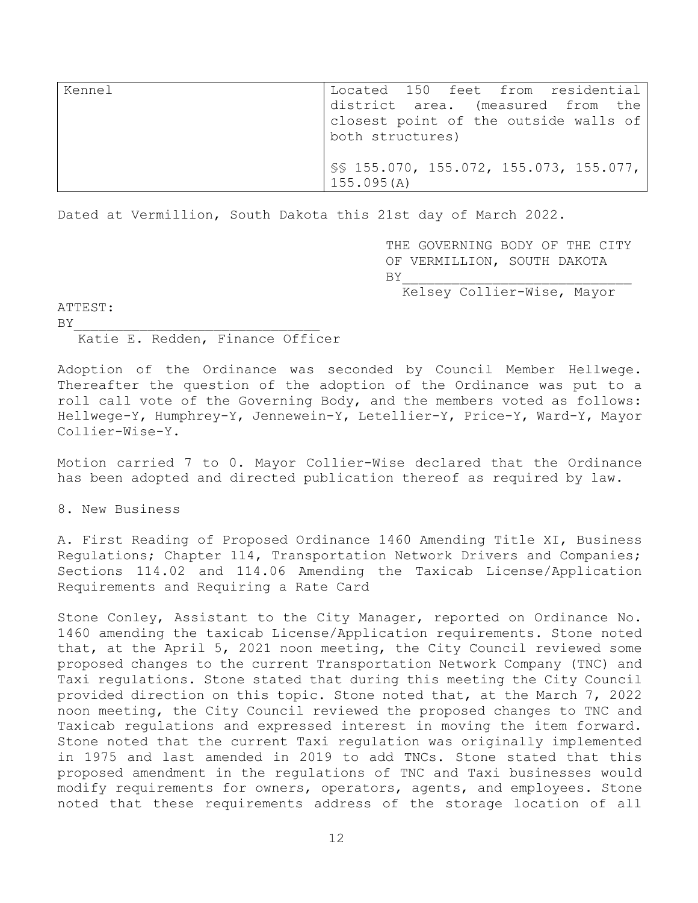| | |
|---|---|
| Kennel | Located 150 feet from residential district area. (measured from the closest point of the outside walls of both structures)<br><br>§§ 155.070, 155.072, 155.073, 155.077, 155.095(A) |

Dated at Vermillion, South Dakota this 21st day of March 2022.

THE GOVERNING BODY OF THE CITY OF VERMILLION, SOUTH DAKOTA
BY____________________________
Kelsey Collier-Wise, Mayor

ATTEST:
BY______________________________
Katie E. Redden, Finance Officer

Adoption of the Ordinance was seconded by Council Member Hellwege. Thereafter the question of the adoption of the Ordinance was put to a roll call vote of the Governing Body, and the members voted as follows: Hellwege-Y, Humphrey-Y, Jennewein-Y, Letellier-Y, Price-Y, Ward-Y, Mayor Collier-Wise-Y.

Motion carried 7 to 0. Mayor Collier-Wise declared that the Ordinance has been adopted and directed publication thereof as required by law.

8. New Business

A. First Reading of Proposed Ordinance 1460 Amending Title XI, Business Regulations; Chapter 114, Transportation Network Drivers and Companies; Sections 114.02 and 114.06 Amending the Taxicab License/Application Requirements and Requiring a Rate Card

Stone Conley, Assistant to the City Manager, reported on Ordinance No. 1460 amending the taxicab License/Application requirements. Stone noted that, at the April 5, 2021 noon meeting, the City Council reviewed some proposed changes to the current Transportation Network Company (TNC) and Taxi regulations. Stone stated that during this meeting the City Council provided direction on this topic. Stone noted that, at the March 7, 2022 noon meeting, the City Council reviewed the proposed changes to TNC and Taxicab regulations and expressed interest in moving the item forward. Stone noted that the current Taxi regulation was originally implemented in 1975 and last amended in 2019 to add TNCs. Stone stated that this proposed amendment in the regulations of TNC and Taxi businesses would modify requirements for owners, operators, agents, and employees. Stone noted that these requirements address of the storage location of all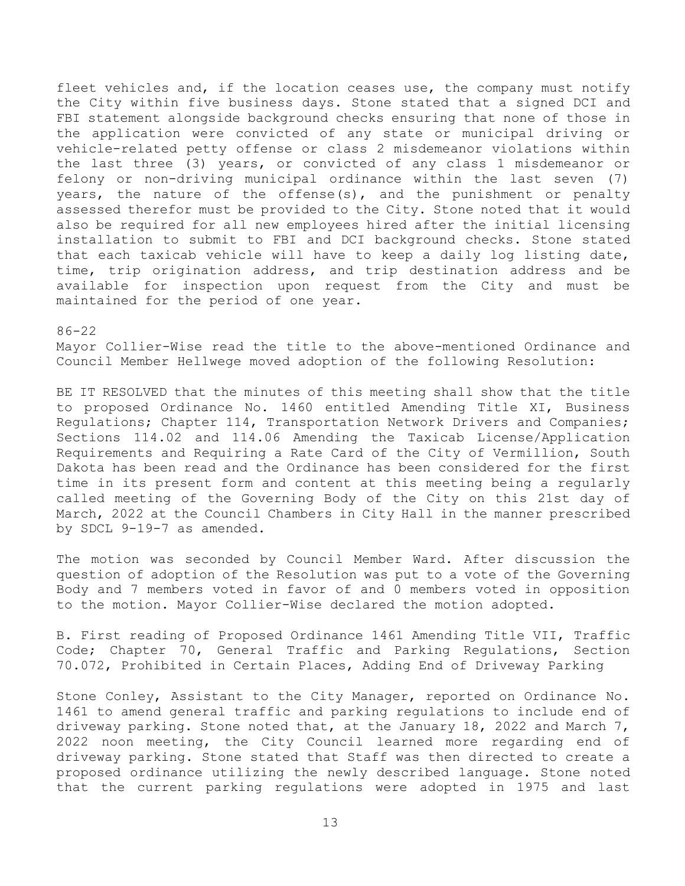fleet vehicles and, if the location ceases use, the company must notify the City within five business days. Stone stated that a signed DCI and FBI statement alongside background checks ensuring that none of those in the application were convicted of any state or municipal driving or vehicle-related petty offense or class 2 misdemeanor violations within the last three (3) years, or convicted of any class 1 misdemeanor or felony or non-driving municipal ordinance within the last seven (7) years, the nature of the offense(s), and the punishment or penalty assessed therefor must be provided to the City. Stone noted that it would also be required for all new employees hired after the initial licensing installation to submit to FBI and DCI background checks. Stone stated that each taxicab vehicle will have to keep a daily log listing date, time, trip origination address, and trip destination address and be available for inspection upon request from the City and must be maintained for the period of one year.

86-22

Mayor Collier-Wise read the title to the above-mentioned Ordinance and Council Member Hellwege moved adoption of the following Resolution:

BE IT RESOLVED that the minutes of this meeting shall show that the title to proposed Ordinance No. 1460 entitled Amending Title XI, Business Regulations; Chapter 114, Transportation Network Drivers and Companies; Sections 114.02 and 114.06 Amending the Taxicab License/Application Requirements and Requiring a Rate Card of the City of Vermillion, South Dakota has been read and the Ordinance has been considered for the first time in its present form and content at this meeting being a regularly called meeting of the Governing Body of the City on this 21st day of March, 2022 at the Council Chambers in City Hall in the manner prescribed by SDCL 9-19-7 as amended.

The motion was seconded by Council Member Ward. After discussion the question of adoption of the Resolution was put to a vote of the Governing Body and 7 members voted in favor of and 0 members voted in opposition to the motion. Mayor Collier-Wise declared the motion adopted.

B. First reading of Proposed Ordinance 1461 Amending Title VII, Traffic Code; Chapter 70, General Traffic and Parking Regulations, Section 70.072, Prohibited in Certain Places, Adding End of Driveway Parking

Stone Conley, Assistant to the City Manager, reported on Ordinance No. 1461 to amend general traffic and parking regulations to include end of driveway parking. Stone noted that, at the January 18, 2022 and March 7, 2022 noon meeting, the City Council learned more regarding end of driveway parking. Stone stated that Staff was then directed to create a proposed ordinance utilizing the newly described language. Stone noted that the current parking regulations were adopted in 1975 and last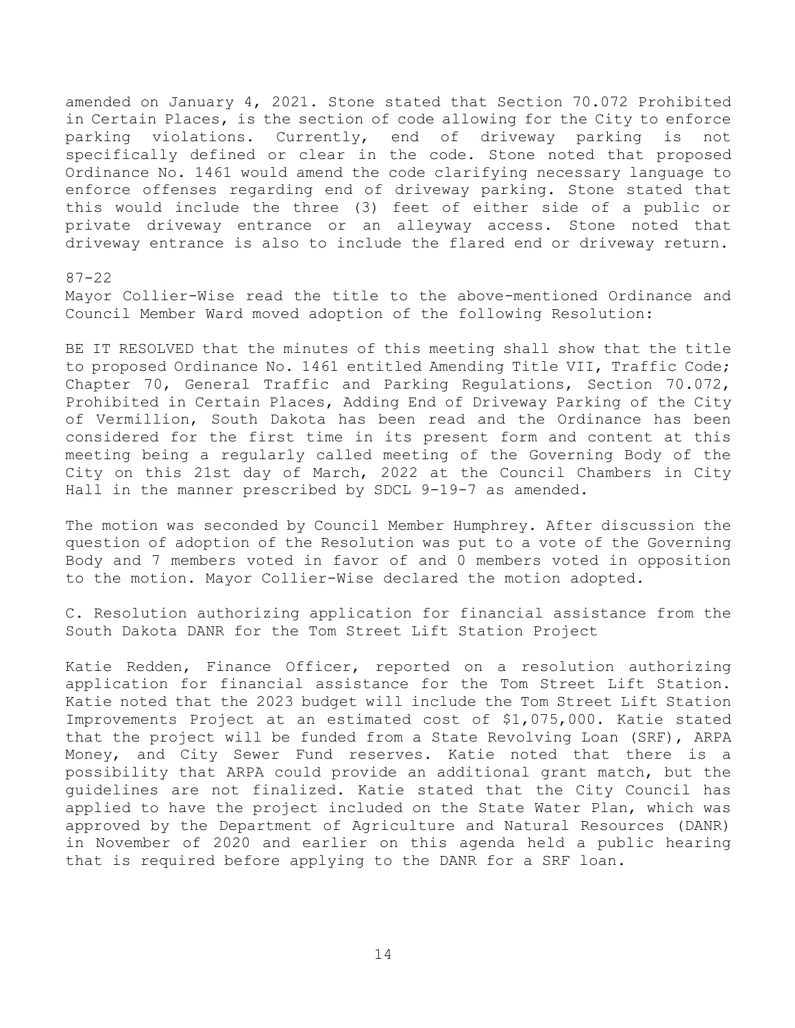amended on January 4, 2021. Stone stated that Section 70.072 Prohibited in Certain Places, is the section of code allowing for the City to enforce parking violations. Currently, end of driveway parking is not specifically defined or clear in the code. Stone noted that proposed Ordinance No. 1461 would amend the code clarifying necessary language to enforce offenses regarding end of driveway parking. Stone stated that this would include the three (3) feet of either side of a public or private driveway entrance or an alleyway access. Stone noted that driveway entrance is also to include the flared end or driveway return.

87-22
Mayor Collier-Wise read the title to the above-mentioned Ordinance and Council Member Ward moved adoption of the following Resolution:

BE IT RESOLVED that the minutes of this meeting shall show that the title to proposed Ordinance No. 1461 entitled Amending Title VII, Traffic Code; Chapter 70, General Traffic and Parking Regulations, Section 70.072, Prohibited in Certain Places, Adding End of Driveway Parking of the City of Vermillion, South Dakota has been read and the Ordinance has been considered for the first time in its present form and content at this meeting being a regularly called meeting of the Governing Body of the City on this 21st day of March, 2022 at the Council Chambers in City Hall in the manner prescribed by SDCL 9-19-7 as amended.

The motion was seconded by Council Member Humphrey. After discussion the question of adoption of the Resolution was put to a vote of the Governing Body and 7 members voted in favor of and 0 members voted in opposition to the motion. Mayor Collier-Wise declared the motion adopted.

C. Resolution authorizing application for financial assistance from the South Dakota DANR for the Tom Street Lift Station Project

Katie Redden, Finance Officer, reported on a resolution authorizing application for financial assistance for the Tom Street Lift Station. Katie noted that the 2023 budget will include the Tom Street Lift Station Improvements Project at an estimated cost of $1,075,000. Katie stated that the project will be funded from a State Revolving Loan (SRF), ARPA Money, and City Sewer Fund reserves. Katie noted that there is a possibility that ARPA could provide an additional grant match, but the guidelines are not finalized. Katie stated that the City Council has applied to have the project included on the State Water Plan, which was approved by the Department of Agriculture and Natural Resources (DANR) in November of 2020 and earlier on this agenda held a public hearing that is required before applying to the DANR for a SRF loan.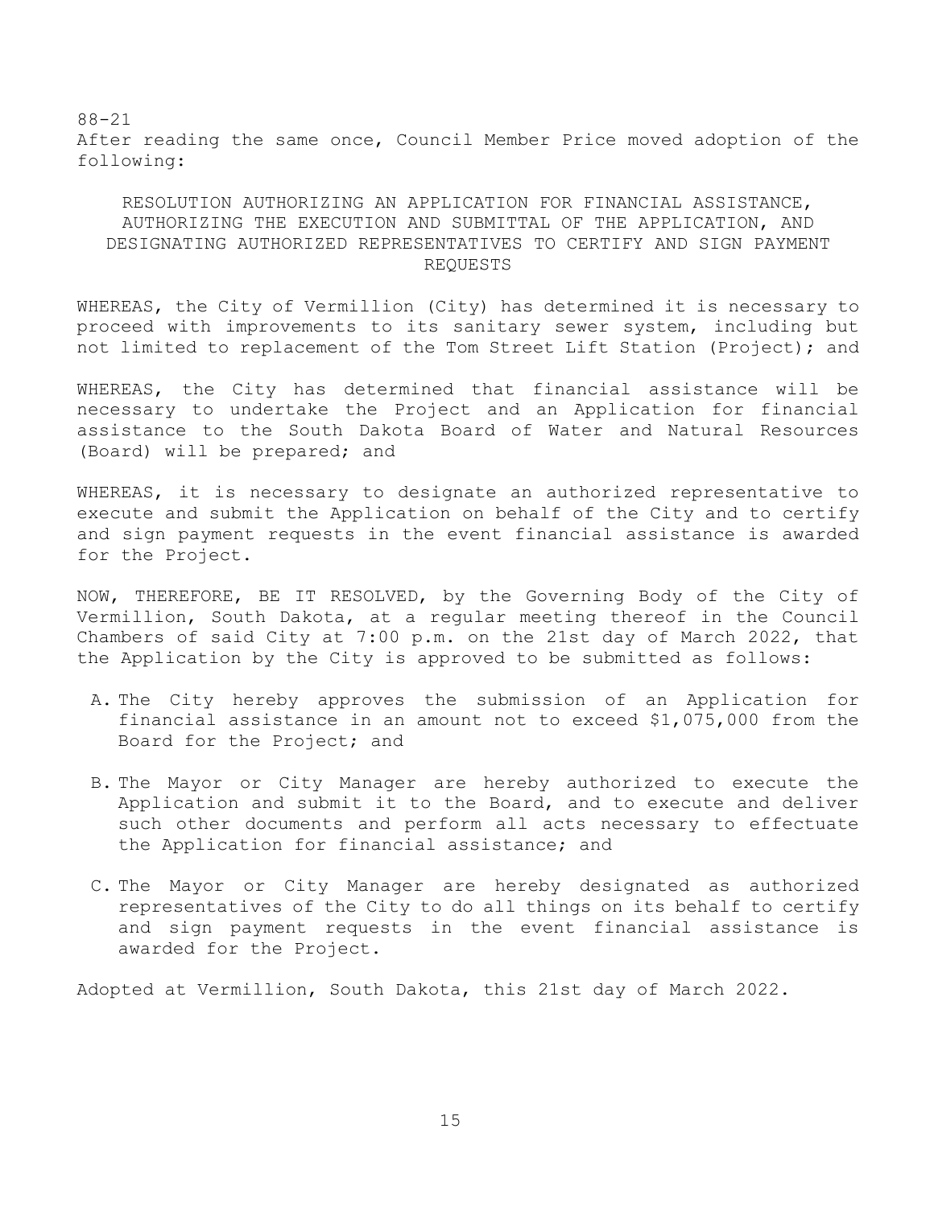88-21
After reading the same once, Council Member Price moved adoption of the following:

RESOLUTION AUTHORIZING AN APPLICATION FOR FINANCIAL ASSISTANCE, AUTHORIZING THE EXECUTION AND SUBMITTAL OF THE APPLICATION, AND DESIGNATING AUTHORIZED REPRESENTATIVES TO CERTIFY AND SIGN PAYMENT REQUESTS

WHEREAS, the City of Vermillion (City) has determined it is necessary to proceed with improvements to its sanitary sewer system, including but not limited to replacement of the Tom Street Lift Station (Project); and

WHEREAS, the City has determined that financial assistance will be necessary to undertake the Project and an Application for financial assistance to the South Dakota Board of Water and Natural Resources (Board) will be prepared; and

WHEREAS, it is necessary to designate an authorized representative to execute and submit the Application on behalf of the City and to certify and sign payment requests in the event financial assistance is awarded for the Project.

NOW, THEREFORE, BE IT RESOLVED, by the Governing Body of the City of Vermillion, South Dakota, at a regular meeting thereof in the Council Chambers of said City at 7:00 p.m. on the 21st day of March 2022, that the Application by the City is approved to be submitted as follows:

A. The City hereby approves the submission of an Application for financial assistance in an amount not to exceed $1,075,000 from the Board for the Project; and

B. The Mayor or City Manager are hereby authorized to execute the Application and submit it to the Board, and to execute and deliver such other documents and perform all acts necessary to effectuate the Application for financial assistance; and

C. The Mayor or City Manager are hereby designated as authorized representatives of the City to do all things on its behalf to certify and sign payment requests in the event financial assistance is awarded for the Project.

Adopted at Vermillion, South Dakota, this 21st day of March 2022.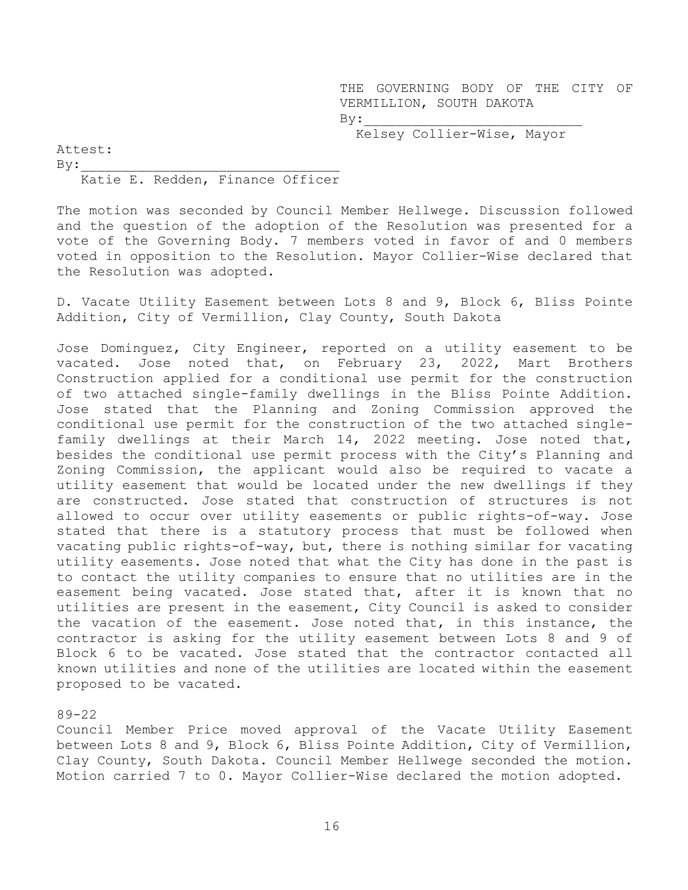THE GOVERNING BODY OF THE CITY OF VERMILLION, SOUTH DAKOTA

By:___________________________

Kelsey Collier-Wise, Mayor

Attest:

By:_________________________________

Katie E. Redden, Finance Officer

The motion was seconded by Council Member Hellwege. Discussion followed and the question of the adoption of the Resolution was presented for a vote of the Governing Body. 7 members voted in favor of and 0 members voted in opposition to the Resolution. Mayor Collier-Wise declared that the Resolution was adopted.

D. Vacate Utility Easement between Lots 8 and 9, Block 6, Bliss Pointe Addition, City of Vermillion, Clay County, South Dakota

Jose Dominguez, City Engineer, reported on a utility easement to be vacated. Jose noted that, on February 23, 2022, Mart Brothers Construction applied for a conditional use permit for the construction of two attached single-family dwellings in the Bliss Pointe Addition. Jose stated that the Planning and Zoning Commission approved the conditional use permit for the construction of the two attached single-family dwellings at their March 14, 2022 meeting. Jose noted that, besides the conditional use permit process with the City's Planning and Zoning Commission, the applicant would also be required to vacate a utility easement that would be located under the new dwellings if they are constructed. Jose stated that construction of structures is not allowed to occur over utility easements or public rights-of-way. Jose stated that there is a statutory process that must be followed when vacating public rights-of-way, but, there is nothing similar for vacating utility easements. Jose noted that what the City has done in the past is to contact the utility companies to ensure that no utilities are in the easement being vacated. Jose stated that, after it is known that no utilities are present in the easement, City Council is asked to consider the vacation of the easement. Jose noted that, in this instance, the contractor is asking for the utility easement between Lots 8 and 9 of Block 6 to be vacated. Jose stated that the contractor contacted all known utilities and none of the utilities are located within the easement proposed to be vacated.

89-22

Council Member Price moved approval of the Vacate Utility Easement between Lots 8 and 9, Block 6, Bliss Pointe Addition, City of Vermillion, Clay County, South Dakota. Council Member Hellwege seconded the motion. Motion carried 7 to 0. Mayor Collier-Wise declared the motion adopted.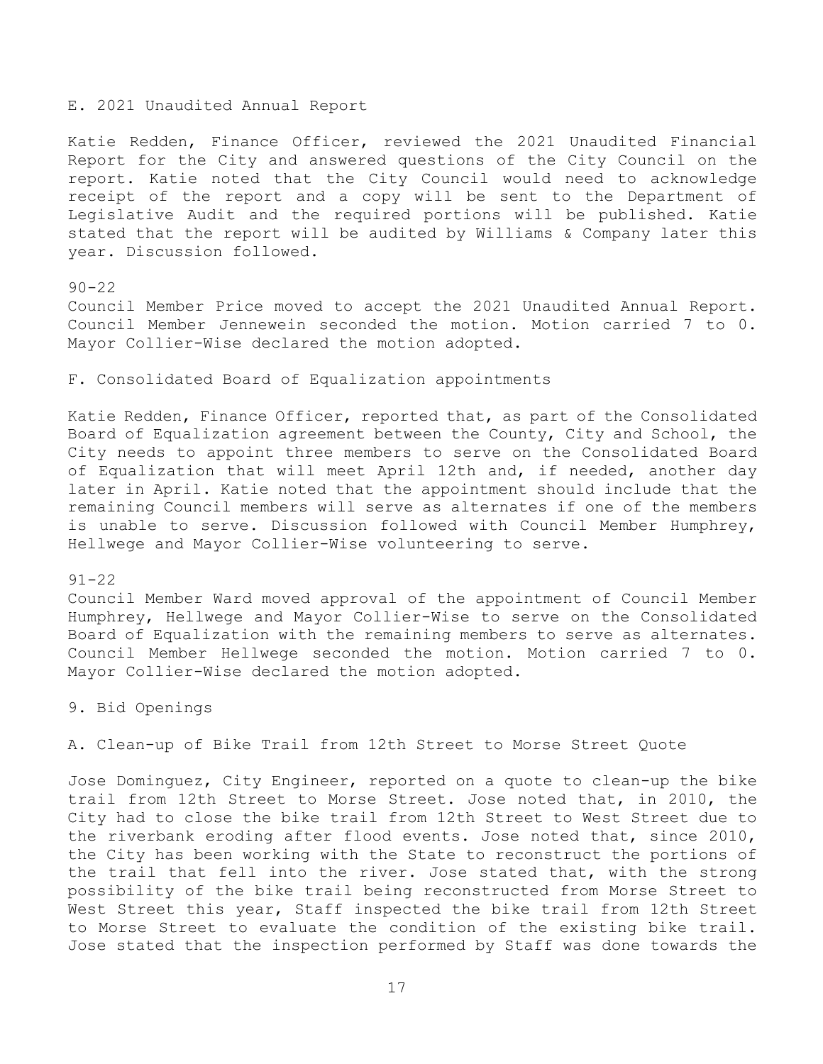E. 2021 Unaudited Annual Report

Katie Redden, Finance Officer, reviewed the 2021 Unaudited Financial Report for the City and answered questions of the City Council on the report. Katie noted that the City Council would need to acknowledge receipt of the report and a copy will be sent to the Department of Legislative Audit and the required portions will be published. Katie stated that the report will be audited by Williams & Company later this year. Discussion followed.

90-22
Council Member Price moved to accept the 2021 Unaudited Annual Report. Council Member Jennewein seconded the motion. Motion carried 7 to 0. Mayor Collier-Wise declared the motion adopted.

F. Consolidated Board of Equalization appointments

Katie Redden, Finance Officer, reported that, as part of the Consolidated Board of Equalization agreement between the County, City and School, the City needs to appoint three members to serve on the Consolidated Board of Equalization that will meet April 12th and, if needed, another day later in April. Katie noted that the appointment should include that the remaining Council members will serve as alternates if one of the members is unable to serve. Discussion followed with Council Member Humphrey, Hellwege and Mayor Collier-Wise volunteering to serve.

91-22
Council Member Ward moved approval of the appointment of Council Member Humphrey, Hellwege and Mayor Collier-Wise to serve on the Consolidated Board of Equalization with the remaining members to serve as alternates. Council Member Hellwege seconded the motion. Motion carried 7 to 0. Mayor Collier-Wise declared the motion adopted.

9. Bid Openings

A. Clean-up of Bike Trail from 12th Street to Morse Street Quote

Jose Dominguez, City Engineer, reported on a quote to clean-up the bike trail from 12th Street to Morse Street. Jose noted that, in 2010, the City had to close the bike trail from 12th Street to West Street due to the riverbank eroding after flood events. Jose noted that, since 2010, the City has been working with the State to reconstruct the portions of the trail that fell into the river. Jose stated that, with the strong possibility of the bike trail being reconstructed from Morse Street to West Street this year, Staff inspected the bike trail from 12th Street to Morse Street to evaluate the condition of the existing bike trail. Jose stated that the inspection performed by Staff was done towards the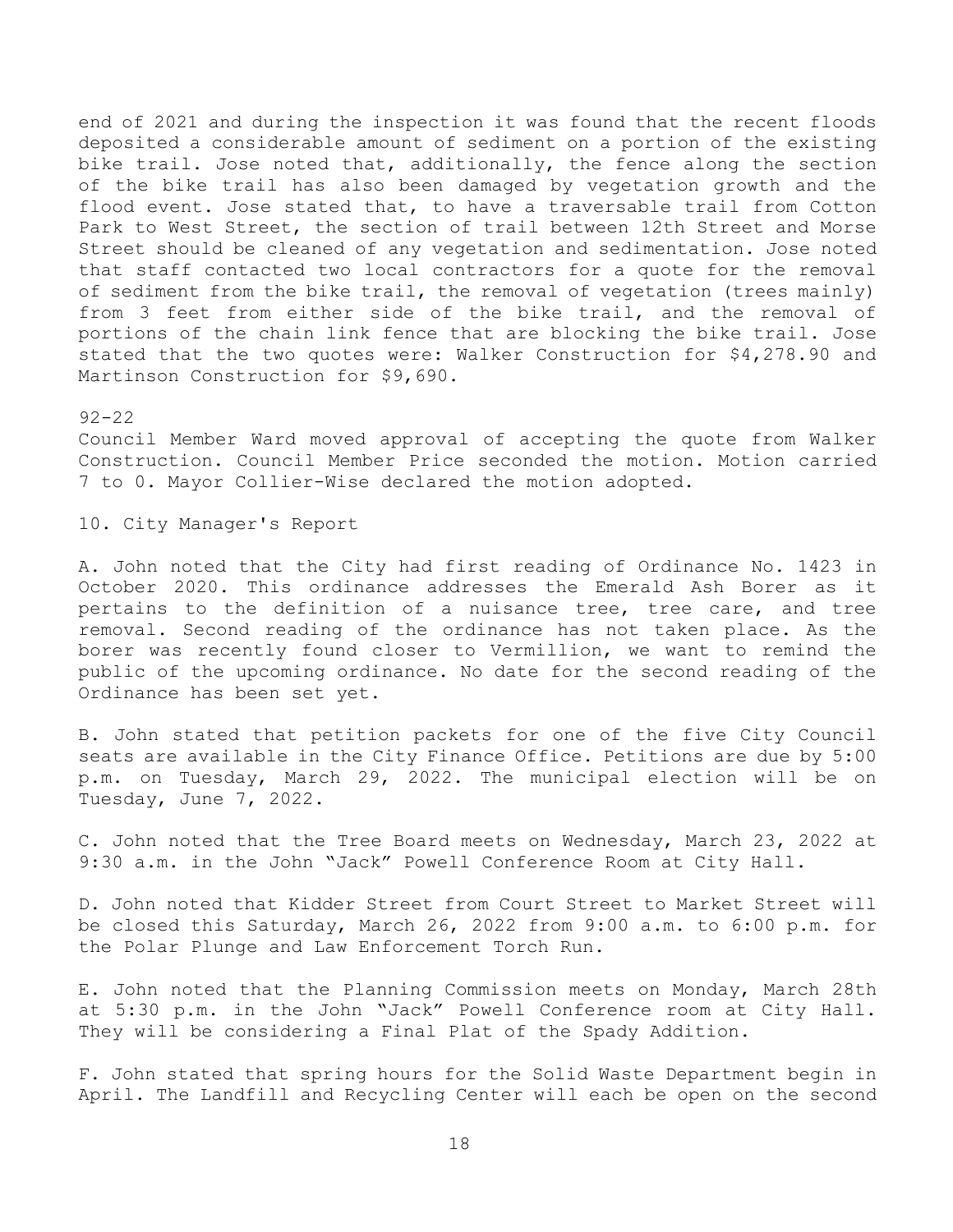end of 2021 and during the inspection it was found that the recent floods deposited a considerable amount of sediment on a portion of the existing bike trail. Jose noted that, additionally, the fence along the section of the bike trail has also been damaged by vegetation growth and the flood event. Jose stated that, to have a traversable trail from Cotton Park to West Street, the section of trail between 12th Street and Morse Street should be cleaned of any vegetation and sedimentation. Jose noted that staff contacted two local contractors for a quote for the removal of sediment from the bike trail, the removal of vegetation (trees mainly) from 3 feet from either side of the bike trail, and the removal of portions of the chain link fence that are blocking the bike trail. Jose stated that the two quotes were: Walker Construction for $4,278.90 and Martinson Construction for $9,690.

92-22

Council Member Ward moved approval of accepting the quote from Walker Construction. Council Member Price seconded the motion. Motion carried 7 to 0. Mayor Collier-Wise declared the motion adopted.

10. City Manager's Report

A. John noted that the City had first reading of Ordinance No. 1423 in October 2020. This ordinance addresses the Emerald Ash Borer as it pertains to the definition of a nuisance tree, tree care, and tree removal. Second reading of the ordinance has not taken place. As the borer was recently found closer to Vermillion, we want to remind the public of the upcoming ordinance. No date for the second reading of the Ordinance has been set yet.

B. John stated that petition packets for one of the five City Council seats are available in the City Finance Office. Petitions are due by 5:00 p.m. on Tuesday, March 29, 2022. The municipal election will be on Tuesday, June 7, 2022.

C. John noted that the Tree Board meets on Wednesday, March 23, 2022 at 9:30 a.m. in the John "Jack" Powell Conference Room at City Hall.

D. John noted that Kidder Street from Court Street to Market Street will be closed this Saturday, March 26, 2022 from 9:00 a.m. to 6:00 p.m. for the Polar Plunge and Law Enforcement Torch Run.

E. John noted that the Planning Commission meets on Monday, March 28th at 5:30 p.m. in the John "Jack" Powell Conference room at City Hall. They will be considering a Final Plat of the Spady Addition.

F. John stated that spring hours for the Solid Waste Department begin in April. The Landfill and Recycling Center will each be open on the second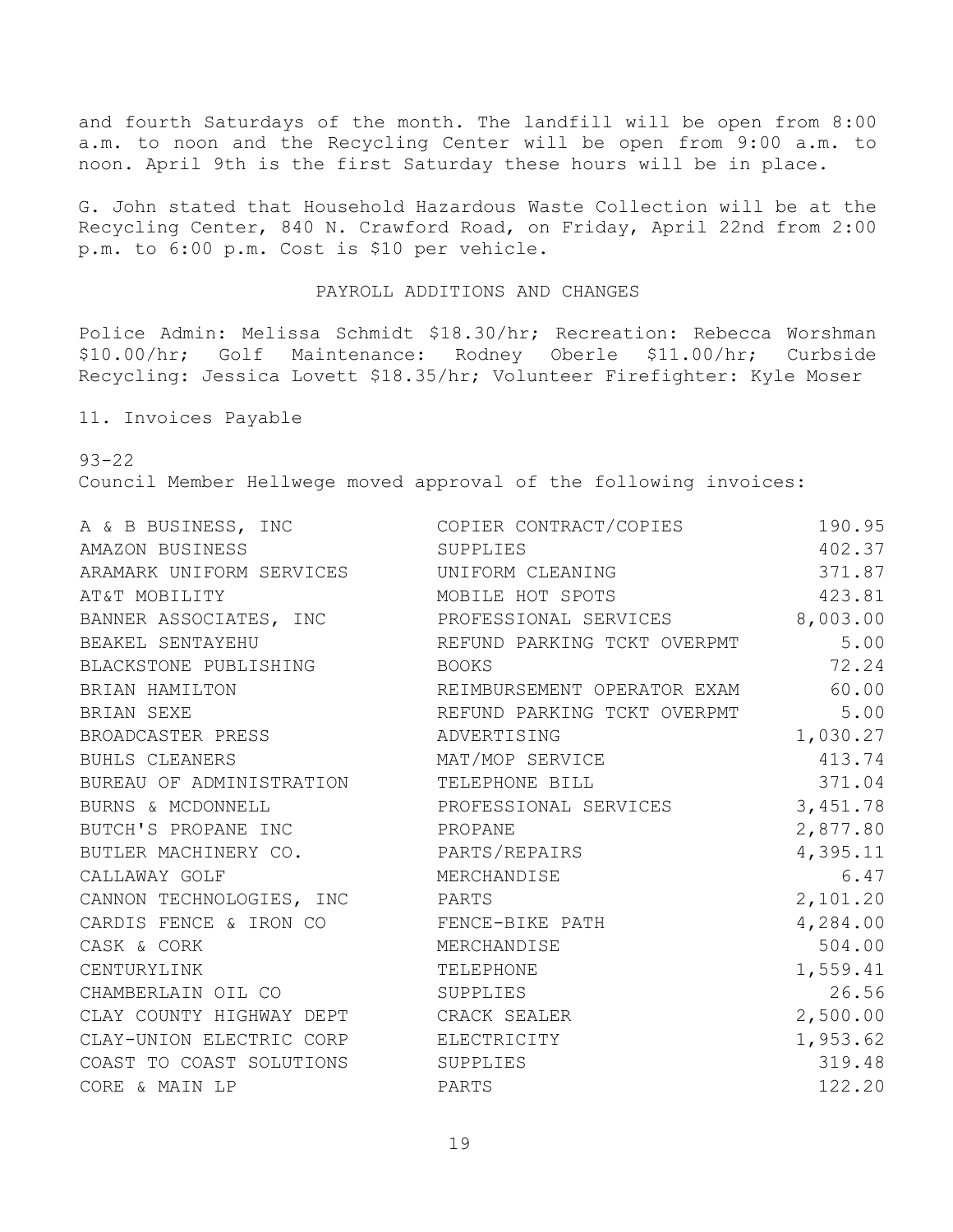and fourth Saturdays of the month. The landfill will be open from 8:00 a.m. to noon and the Recycling Center will be open from 9:00 a.m. to noon. April 9th is the first Saturday these hours will be in place.

G. John stated that Household Hazardous Waste Collection will be at the Recycling Center, 840 N. Crawford Road, on Friday, April 22nd from 2:00 p.m. to 6:00 p.m. Cost is $10 per vehicle.

## PAYROLL ADDITIONS AND CHANGES

Police Admin: Melissa Schmidt $18.30/hr; Recreation: Rebecca Worshman $10.00/hr; Golf Maintenance: Rodney Oberle $11.00/hr; Curbside Recycling: Jessica Lovett $18.35/hr; Volunteer Firefighter: Kyle Moser

11. Invoices Payable

93-22
Council Member Hellwege moved approval of the following invoices:

| | | |
|---|---|---|
| A & B BUSINESS, INC | COPIER CONTRACT/COPIES | 190.95 |
| AMAZON BUSINESS | SUPPLIES | 402.37 |
| ARAMARK UNIFORM SERVICES | UNIFORM CLEANING | 371.87 |
| AT&T MOBILITY | MOBILE HOT SPOTS | 423.81 |
| BANNER ASSOCIATES, INC | PROFESSIONAL SERVICES | 8,003.00 |
| BEAKEL SENTAYEHU | REFUND PARKING TCKT OVERPMT | 5.00 |
| BLACKSTONE PUBLISHING | BOOKS | 72.24 |
| BRIAN HAMILTON | REIMBURSEMENT OPERATOR EXAM | 60.00 |
| BRIAN SEXE | REFUND PARKING TCKT OVERPMT | 5.00 |
| BROADCASTER PRESS | ADVERTISING | 1,030.27 |
| BUHLS CLEANERS | MAT/MOP SERVICE | 413.74 |
| BUREAU OF ADMINISTRATION | TELEPHONE BILL | 371.04 |
| BURNS & MCDONNELL | PROFESSIONAL SERVICES | 3,451.78 |
| BUTCH'S PROPANE INC | PROPANE | 2,877.80 |
| BUTLER MACHINERY CO. | PARTS/REPAIRS | 4,395.11 |
| CALLAWAY GOLF | MERCHANDISE | 6.47 |
| CANNON TECHNOLOGIES, INC | PARTS | 2,101.20 |
| CARDIS FENCE & IRON CO | FENCE-BIKE PATH | 4,284.00 |
| CASK & CORK | MERCHANDISE | 504.00 |
| CENTURYLINK | TELEPHONE | 1,559.41 |
| CHAMBERLAIN OIL CO | SUPPLIES | 26.56 |
| CLAY COUNTY HIGHWAY DEPT | CRACK SEALER | 2,500.00 |
| CLAY-UNION ELECTRIC CORP | ELECTRICITY | 1,953.62 |
| COAST TO COAST SOLUTIONS | SUPPLIES | 319.48 |
| CORE & MAIN LP | PARTS | 122.20 |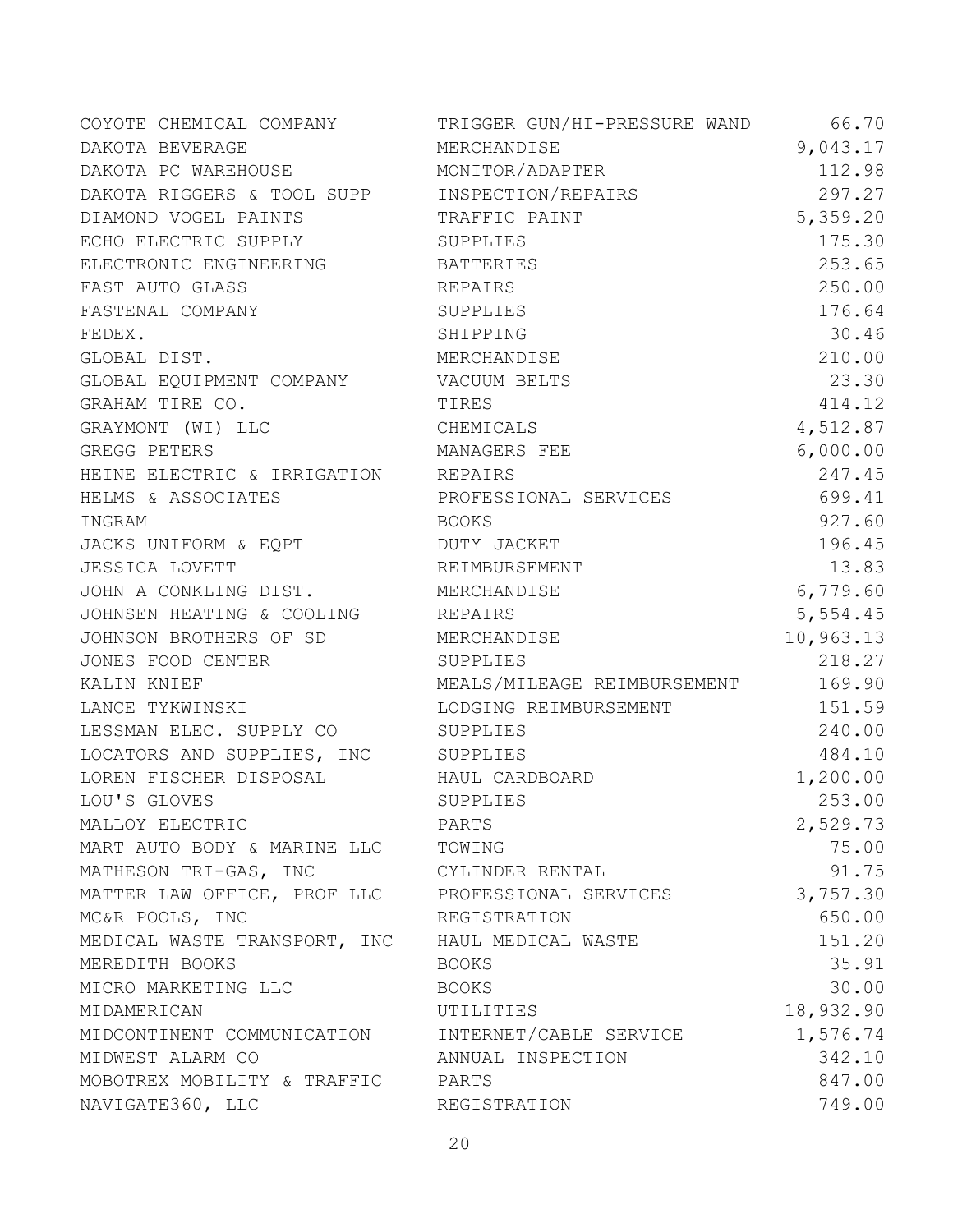| | | |
|---|---|---|
| COYOTE CHEMICAL COMPANY | TRIGGER GUN/HI-PRESSURE WAND | 66.70 |
| DAKOTA BEVERAGE | MERCHANDISE | 9,043.17 |
| DAKOTA PC WAREHOUSE | MONITOR/ADAPTER | 112.98 |
| DAKOTA RIGGERS & TOOL SUPP | INSPECTION/REPAIRS | 297.27 |
| DIAMOND VOGEL PAINTS | TRAFFIC PAINT | 5,359.20 |
| ECHO ELECTRIC SUPPLY | SUPPLIES | 175.30 |
| ELECTRONIC ENGINEERING | BATTERIES | 253.65 |
| FAST AUTO GLASS | REPAIRS | 250.00 |
| FASTENAL COMPANY | SUPPLIES | 176.64 |
| FEDEX. | SHIPPING | 30.46 |
| GLOBAL DIST. | MERCHANDISE | 210.00 |
| GLOBAL EQUIPMENT COMPANY | VACUUM BELTS | 23.30 |
| GRAHAM TIRE CO. | TIRES | 414.12 |
| GRAYMONT (WI) LLC | CHEMICALS | 4,512.87 |
| GREGG PETERS | MANAGERS FEE | 6,000.00 |
| HEINE ELECTRIC & IRRIGATION | REPAIRS | 247.45 |
| HELMS & ASSOCIATES | PROFESSIONAL SERVICES | 699.41 |
| INGRAM | BOOKS | 927.60 |
| JACKS UNIFORM & EQPT | DUTY JACKET | 196.45 |
| JESSICA LOVETT | REIMBURSEMENT | 13.83 |
| JOHN A CONKLING DIST. | MERCHANDISE | 6,779.60 |
| JOHNSEN HEATING & COOLING | REPAIRS | 5,554.45 |
| JOHNSON BROTHERS OF SD | MERCHANDISE | 10,963.13 |
| JONES FOOD CENTER | SUPPLIES | 218.27 |
| KALIN KNIEF | MEALS/MILEAGE REIMBURSEMENT | 169.90 |
| LANCE TYKWINSKI | LODGING REIMBURSEMENT | 151.59 |
| LESSMAN ELEC. SUPPLY CO | SUPPLIES | 240.00 |
| LOCATORS AND SUPPLIES, INC | SUPPLIES | 484.10 |
| LOREN FISCHER DISPOSAL | HAUL CARDBOARD | 1,200.00 |
| LOU'S GLOVES | SUPPLIES | 253.00 |
| MALLOY ELECTRIC | PARTS | 2,529.73 |
| MART AUTO BODY & MARINE LLC | TOWING | 75.00 |
| MATHESON TRI-GAS, INC | CYLINDER RENTAL | 91.75 |
| MATTER LAW OFFICE, PROF LLC | PROFESSIONAL SERVICES | 3,757.30 |
| MC&R POOLS, INC | REGISTRATION | 650.00 |
| MEDICAL WASTE TRANSPORT, INC | HAUL MEDICAL WASTE | 151.20 |
| MEREDITH BOOKS | BOOKS | 35.91 |
| MICRO MARKETING LLC | BOOKS | 30.00 |
| MIDAMERICAN | UTILITIES | 18,932.90 |
| MIDCONTINENT COMMUNICATION | INTERNET/CABLE SERVICE | 1,576.74 |
| MIDWEST ALARM CO | ANNUAL INSPECTION | 342.10 |
| MOBOTREX MOBILITY & TRAFFIC | PARTS | 847.00 |
| NAVIGATE360, LLC | REGISTRATION | 749.00 |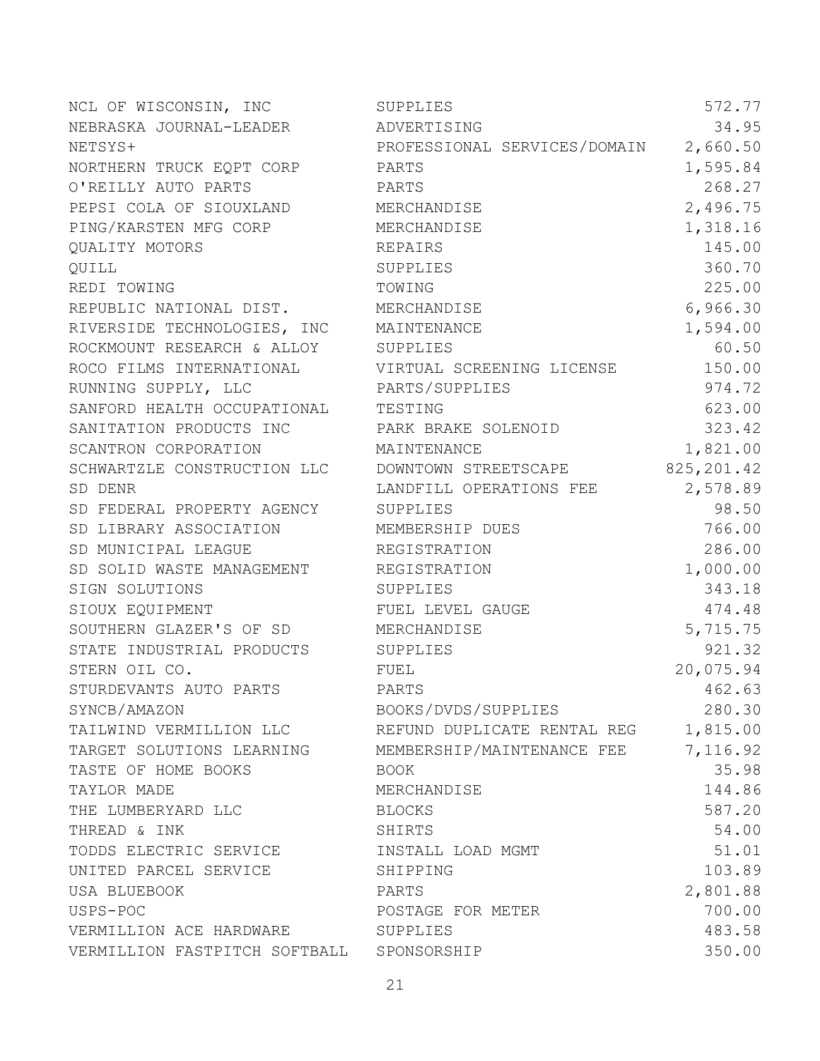| | | |
|---|---|---|
| NCL OF WISCONSIN, INC | SUPPLIES | 572.77 |
| NEBRASKA JOURNAL-LEADER | ADVERTISING | 34.95 |
| NETSYS+ | PROFESSIONAL SERVICES/DOMAIN | 2,660.50 |
| NORTHERN TRUCK EQPT CORP | PARTS | 1,595.84 |
| O'REILLY AUTO PARTS | PARTS | 268.27 |
| PEPSI COLA OF SIOUXLAND | MERCHANDISE | 2,496.75 |
| PING/KARSTEN MFG CORP | MERCHANDISE | 1,318.16 |
| QUALITY MOTORS | REPAIRS | 145.00 |
| QUILL | SUPPLIES | 360.70 |
| REDI TOWING | TOWING | 225.00 |
| REPUBLIC NATIONAL DIST. | MERCHANDISE | 6,966.30 |
| RIVERSIDE TECHNOLOGIES, INC | MAINTENANCE | 1,594.00 |
| ROCKMOUNT RESEARCH & ALLOY | SUPPLIES | 60.50 |
| ROCO FILMS INTERNATIONAL | VIRTUAL SCREENING LICENSE | 150.00 |
| RUNNING SUPPLY, LLC | PARTS/SUPPLIES | 974.72 |
| SANFORD HEALTH OCCUPATIONAL | TESTING | 623.00 |
| SANITATION PRODUCTS INC | PARK BRAKE SOLENOID | 323.42 |
| SCANTRON CORPORATION | MAINTENANCE | 1,821.00 |
| SCHWARTZLE CONSTRUCTION LLC | DOWNTOWN STREETSCAPE | 825,201.42 |
| SD DENR | LANDFILL OPERATIONS FEE | 2,578.89 |
| SD FEDERAL PROPERTY AGENCY | SUPPLIES | 98.50 |
| SD LIBRARY ASSOCIATION | MEMBERSHIP DUES | 766.00 |
| SD MUNICIPAL LEAGUE | REGISTRATION | 286.00 |
| SD SOLID WASTE MANAGEMENT | REGISTRATION | 1,000.00 |
| SIGN SOLUTIONS | SUPPLIES | 343.18 |
| SIOUX EQUIPMENT | FUEL LEVEL GAUGE | 474.48 |
| SOUTHERN GLAZER'S OF SD | MERCHANDISE | 5,715.75 |
| STATE INDUSTRIAL PRODUCTS | SUPPLIES | 921.32 |
| STERN OIL CO. | FUEL | 20,075.94 |
| STURDEVANTS AUTO PARTS | PARTS | 462.63 |
| SYNCB/AMAZON | BOOKS/DVDS/SUPPLIES | 280.30 |
| TAILWIND VERMILLION LLC | REFUND DUPLICATE RENTAL REG | 1,815.00 |
| TARGET SOLUTIONS LEARNING | MEMBERSHIP/MAINTENANCE FEE | 7,116.92 |
| TASTE OF HOME BOOKS | BOOK | 35.98 |
| TAYLOR MADE | MERCHANDISE | 144.86 |
| THE LUMBERYARD LLC | BLOCKS | 587.20 |
| THREAD & INK | SHIRTS | 54.00 |
| TODDS ELECTRIC SERVICE | INSTALL LOAD MGMT | 51.01 |
| UNITED PARCEL SERVICE | SHIPPING | 103.89 |
| USA BLUEBOOK | PARTS | 2,801.88 |
| USPS-POC | POSTAGE FOR METER | 700.00 |
| VERMILLION ACE HARDWARE | SUPPLIES | 483.58 |
| VERMILLION FASTPITCH SOFTBALL | SPONSORSHIP | 350.00 |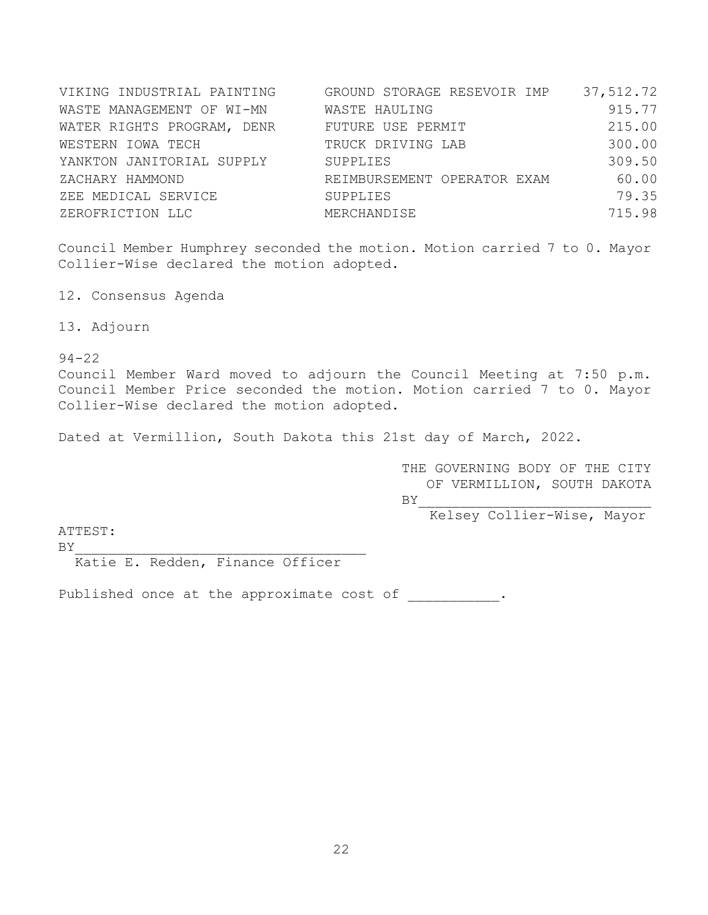| | | |
|---|---|---|
| VIKING INDUSTRIAL PAINTING | GROUND STORAGE RESEVOIR IMP | 37,512.72 |
| WASTE MANAGEMENT OF WI-MN | WASTE HAULING | 915.77 |
| WATER RIGHTS PROGRAM, DENR | FUTURE USE PERMIT | 215.00 |
| WESTERN IOWA TECH | TRUCK DRIVING LAB | 300.00 |
| YANKTON JANITORIAL SUPPLY | SUPPLIES | 309.50 |
| ZACHARY HAMMOND | REIMBURSEMENT OPERATOR EXAM | 60.00 |
| ZEE MEDICAL SERVICE | SUPPLIES | 79.35 |
| ZEROFRICTION LLC | MERCHANDISE | 715.98 |

Council Member Humphrey seconded the motion. Motion carried 7 to 0. Mayor Collier-Wise declared the motion adopted.

12. Consensus Agenda

13. Adjourn

94-22
Council Member Ward moved to adjourn the Council Meeting at 7:50 p.m. Council Member Price seconded the motion. Motion carried 7 to 0. Mayor Collier-Wise declared the motion adopted.

Dated at Vermillion, South Dakota this 21st day of March, 2022.

THE GOVERNING BODY OF THE CITY OF VERMILLION, SOUTH DAKOTA

BY____________________________
Kelsey Collier-Wise, Mayor

ATTEST:

BY___________________________________
Katie E. Redden, Finance Officer

Published once at the approximate cost of ___________.